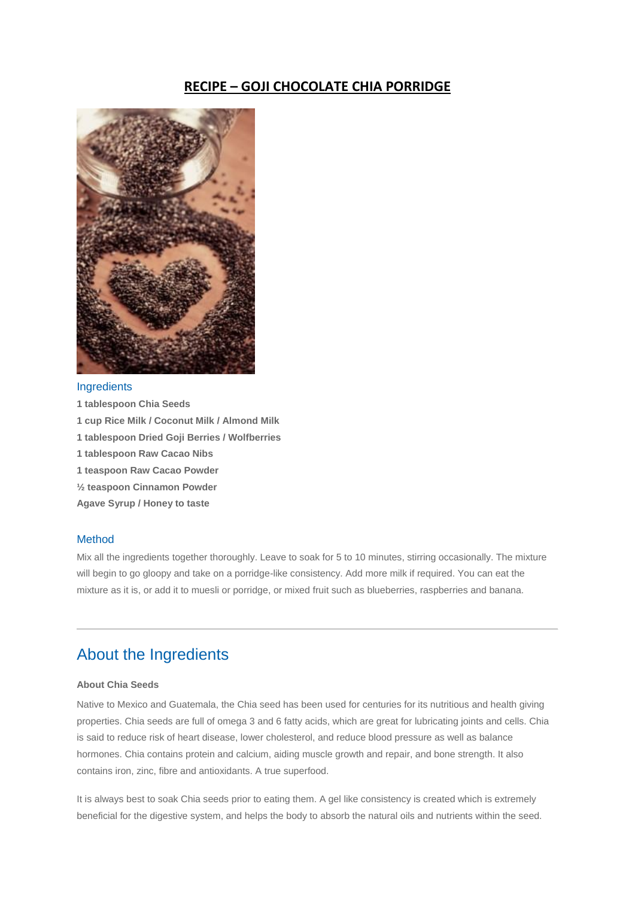# RECIPE – GOJI CHOCOLATE CHIA PORRIDGE

## Ingredients

**1 tablespoon Chia Seeds**
**1 cup Rice Milk / Coconut Milk / Almond Milk**
**1 tablespoon Dried Goji Berries / Wolfberries**
**1 tablespoon Raw Cacao Nibs**
**1 teaspoon Raw Cacao Powder**
**½ teaspoon Cinnamon Powder**
**Agave Syrup / Honey to taste**

## Method

Mix all the ingredients together thoroughly. Leave to soak for 5 to 10 minutes, stirring occasionally. The mixture will begin to go gloopy and take on a porridge-like consistency. Add more milk if required. You can eat the mixture as it is, or add it to muesli or porridge, or mixed fruit such as blueberries, raspberries and banana.

---

## About the Ingredients

**About Chia Seeds**

Native to Mexico and Guatemala, the Chia seed has been used for centuries for its nutritious and health giving properties. Chia seeds are full of omega 3 and 6 fatty acids, which are great for lubricating joints and cells. Chia is said to reduce risk of heart disease, lower cholesterol, and reduce blood pressure as well as balance hormones. Chia contains protein and calcium, aiding muscle growth and repair, and bone strength. It also contains iron, zinc, fibre and antioxidants. A true superfood.

It is always best to soak Chia seeds prior to eating them. A gel like consistency is created which is extremely beneficial for the digestive system, and helps the body to absorb the natural oils and nutrients within the seed.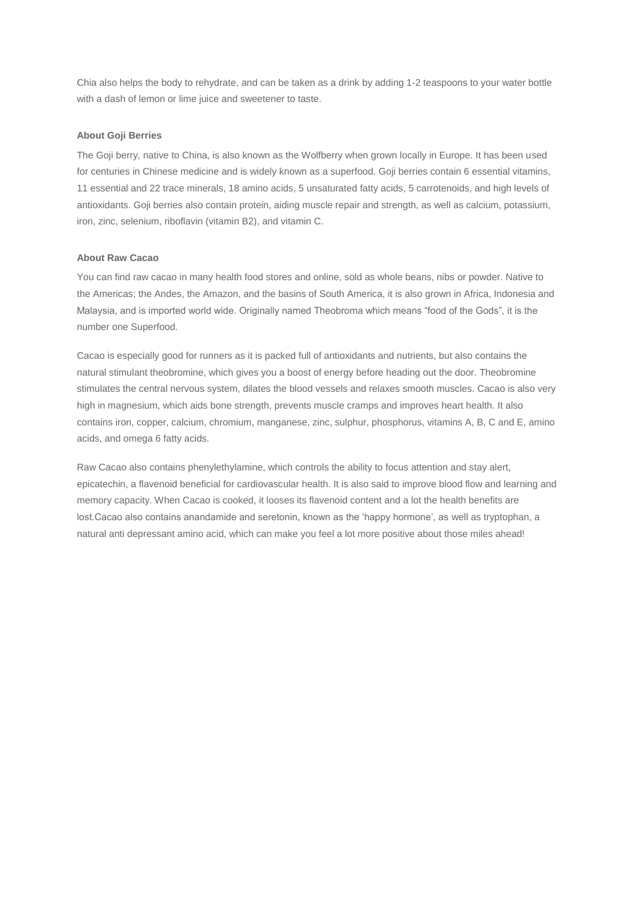Chia also helps the body to rehydrate, and can be taken as a drink by adding 1-2 teaspoons to your water bottle with a dash of lemon or lime juice and sweetener to taste.

**About Goji Berries**

The Goji berry, native to China, is also known as the Wolfberry when grown locally in Europe. It has been used for centuries in Chinese medicine and is widely known as a superfood. Goji berries contain 6 essential vitamins, 11 essential and 22 trace minerals, 18 amino acids, 5 unsaturated fatty acids, 5 carrotenoids, and high levels of antioxidants. Goji berries also contain protein, aiding muscle repair and strength, as well as calcium, potassium, iron, zinc, selenium, riboflavin (vitamin B2), and vitamin C.

**About Raw Cacao**

You can find raw cacao in many health food stores and online, sold as whole beans, nibs or powder. Native to the Americas; the Andes, the Amazon, and the basins of South America, it is also grown in Africa, Indonesia and Malaysia, and is imported world wide. Originally named Theobroma which means "food of the Gods", it is the number one Superfood.

Cacao is especially good for runners as it is packed full of antioxidants and nutrients, but also contains the natural stimulant theobromine, which gives you a boost of energy before heading out the door. Theobromine stimulates the central nervous system, dilates the blood vessels and relaxes smooth muscles. Cacao is also very high in magnesium, which aids bone strength, prevents muscle cramps and improves heart health. It also contains iron, copper, calcium, chromium, manganese, zinc, sulphur, phosphorus, vitamins A, B, C and E, amino acids, and omega 6 fatty acids.

Raw Cacao also contains phenylethylamine, which controls the ability to focus attention and stay alert, epicatechin, a flavenoid beneficial for cardiovascular health. It is also said to improve blood flow and learning and memory capacity. When Cacao is cooked, it looses its flavenoid content and a lot the health benefits are lost.Cacao also contains anandamide and seretonin, known as the 'happy hormone', as well as tryptophan, a natural anti depressant amino acid, which can make you feel a lot more positive about those miles ahead!